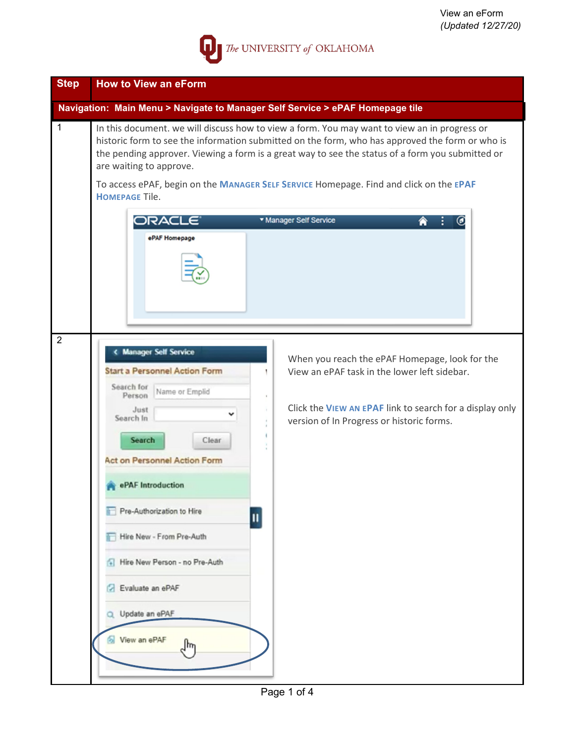View an eForm
*(Updated 12/27/20)*

The UNIVERSITY of OKLAHOMA

| Step | How to View an eForm |
|---|---|
| **Navigation: Main Menu > Navigate to Manager Self Service > ePAF Homepage tile** | |
| 1 | In this document. we will discuss how to view a form. You may want to view an in progress or historic form to see the information submitted on the form, who has approved the form or who is the pending approver. Viewing a form is a great way to see the status of a form you submitted or are waiting to approve. To access ePAF, begin on the **MANAGER SELF SERVICE** Homepage. Find and click on the **EPAF HOMEPAGE** Tile. |
| 2 | When you reach the ePAF Homepage, look for the View an ePAF task in the lower left sidebar. Click the **VIEW AN EPAF** link to search for a display only version of In Progress or historic forms. |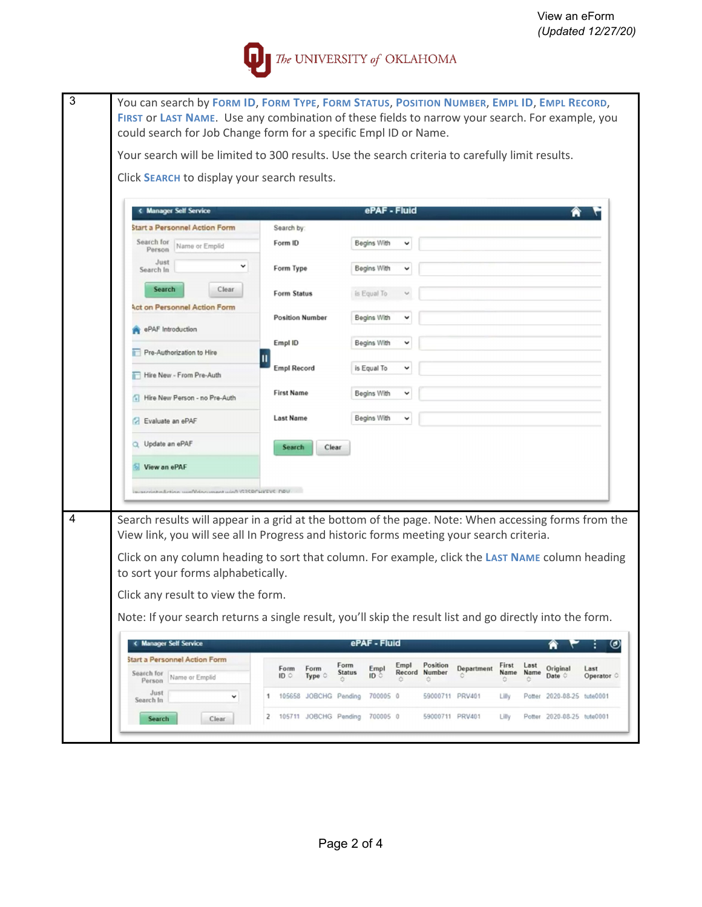| | |
|---|---|
| 3 | You can search by **Form ID**, **Form Type**, **Form Status**, **Position Number**, **Empl ID**, **Empl Record**, **First** or **Last Name**. Use any combination of these fields to narrow your search. For example, you could search for Job Change form for a specific Empl ID or Name.<br><br>Your search will be limited to 300 results. Use the search criteria to carefully limit results.<br><br>Click **Search** to display your search results. |
| 4 | Search results will appear in a grid at the bottom of the page. Note: When accessing forms from the View link, you will see all In Progress and historic forms meeting your search criteria.<br><br>Click on any column heading to sort that column. For example, click the **Last Name** column heading to sort your forms alphabetically.<br><br>Click any result to view the form.<br><br>Note: If your search returns a single result, you'll skip the result list and go directly into the form. |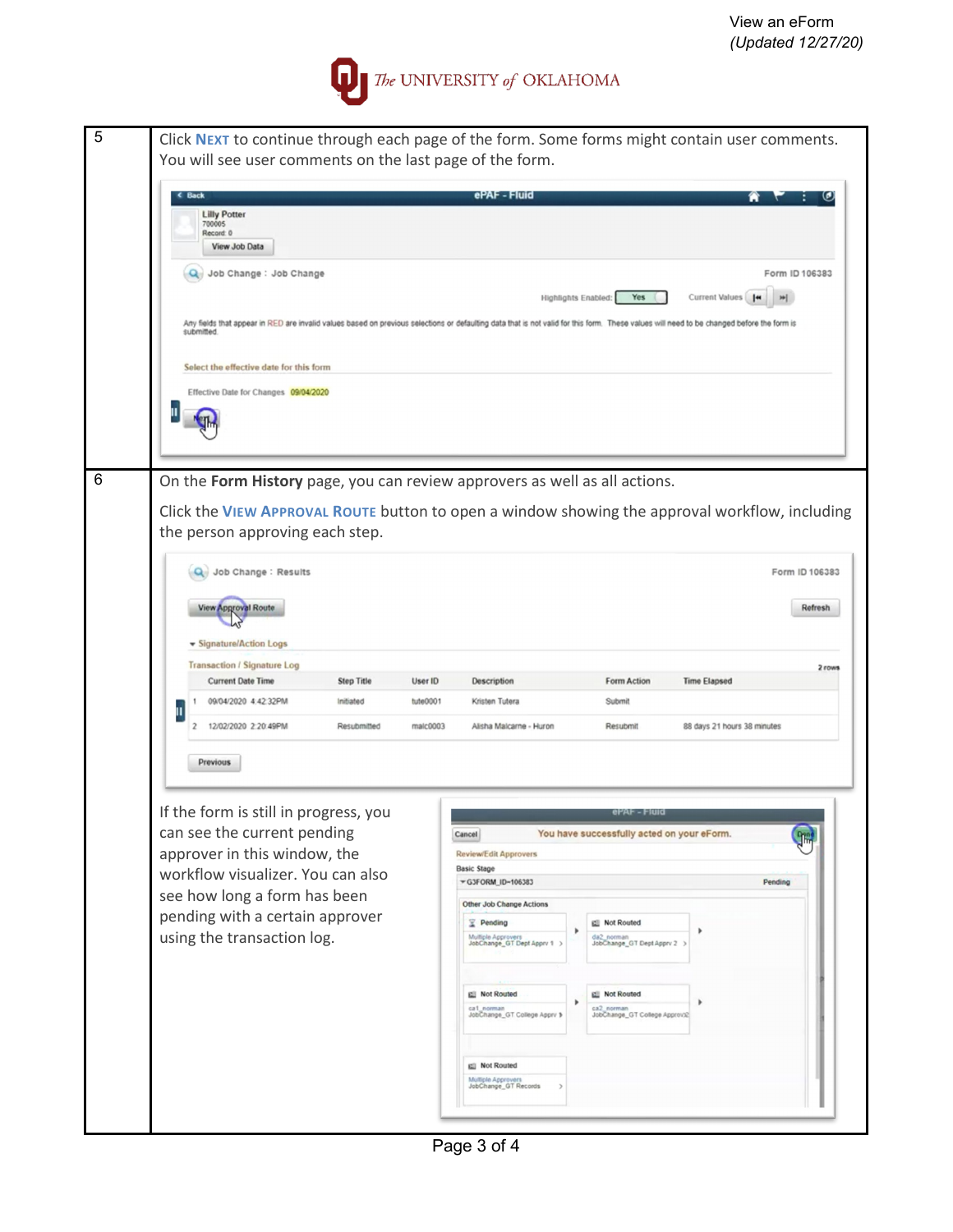| | |
|---|---|
| 5 | Click **NEXT** to continue through each page of the form. Some forms might contain user comments. You will see user comments on the last page of the form. |
| 6 | On the **Form History** page, you can review approvers as well as all actions.<br><br>Click the **VIEW APPROVAL ROUTE** button to open a window showing the approval workflow, including the person approving each step.<br><br>If the form is still in progress, you can see the current pending approver in this window, the workflow visualizer. You can also see how long a form has been pending with a certain approver using the transaction log. |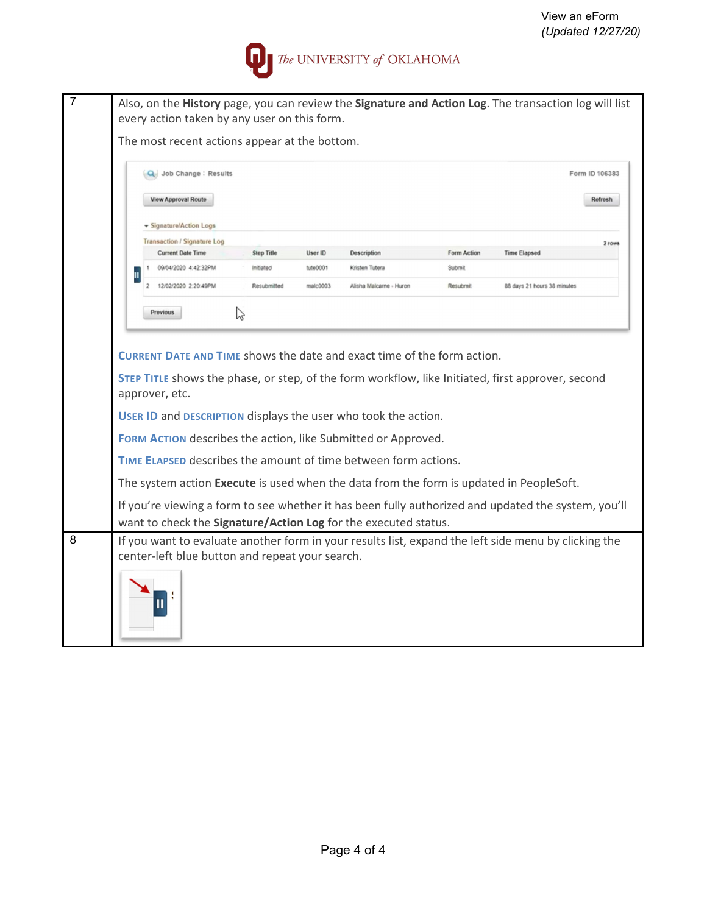| | |
|---|---|
| 7 | Also, on the **History** page, you can review the **Signature and Action Log**. The transaction log will list every action taken by any user on this form.<br><br>The most recent actions appear at the bottom.<br><br>**Current Date and Time** shows the date and exact time of the form action.<br><br>**Step Title** shows the phase, or step, of the form workflow, like Initiated, first approver, second approver, etc.<br><br>**User ID** and **Description** displays the user who took the action.<br><br>**Form Action** describes the action, like Submitted or Approved.<br><br>**Time Elapsed** describes the amount of time between form actions.<br><br>The system action **Execute** is used when the data from the form is updated in PeopleSoft.<br><br>If you're viewing a form to see whether it has been fully authorized and updated the system, you'll want to check the **Signature/Action Log** for the executed status. |
| 8 | If you want to evaluate another form in your results list, expand the left side menu by clicking the center-left blue button and repeat your search. |